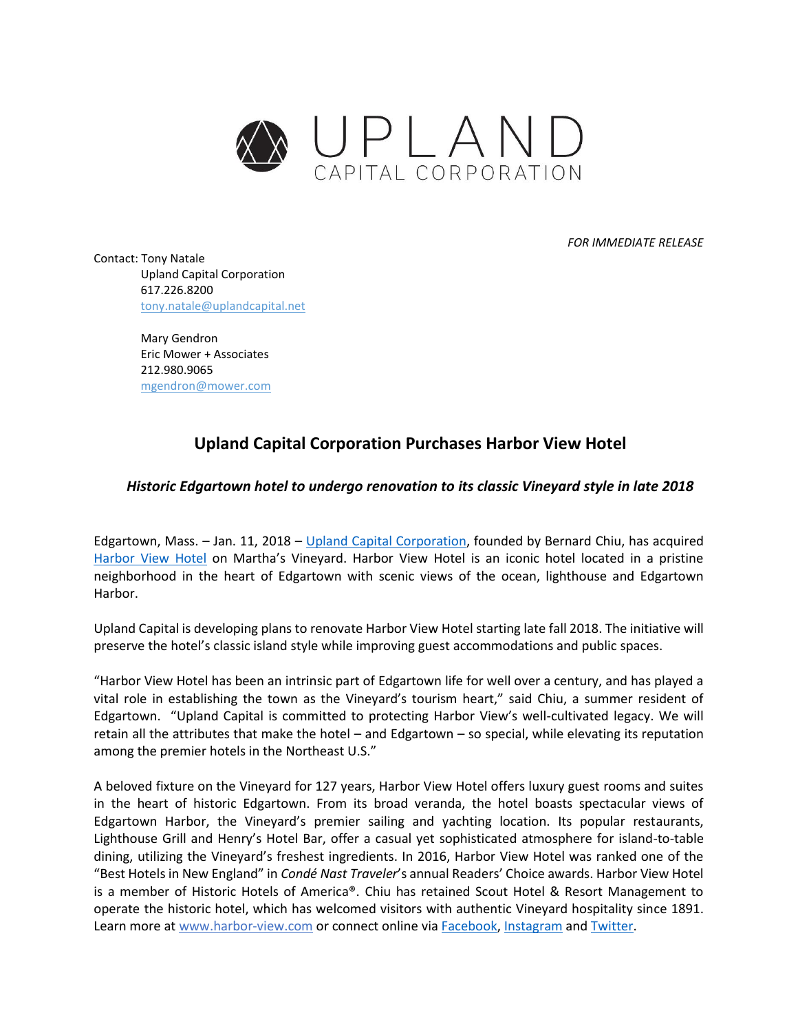UPLAND
CAPITAL CORPORATION

*FOR IMMEDIATE RELEASE*

Contact: Tony Natale
Upland Capital Corporation
617.226.8200
tony.natale@uplandcapital.net

Mary Gendron
Eric Mower + Associates
212.980.9065
mgendron@mower.com

# Upland Capital Corporation Purchases Harbor View Hotel

***Historic Edgartown hotel to undergo renovation to its classic Vineyard style in late 2018***

Edgartown, Mass. – Jan. 11, 2018 – Upland Capital Corporation, founded by Bernard Chiu, has acquired Harbor View Hotel on Martha's Vineyard. Harbor View Hotel is an iconic hotel located in a pristine neighborhood in the heart of Edgartown with scenic views of the ocean, lighthouse and Edgartown Harbor.

Upland Capital is developing plans to renovate Harbor View Hotel starting late fall 2018. The initiative will preserve the hotel's classic island style while improving guest accommodations and public spaces.

"Harbor View Hotel has been an intrinsic part of Edgartown life for well over a century, and has played a vital role in establishing the town as the Vineyard's tourism heart," said Chiu, a summer resident of Edgartown. "Upland Capital is committed to protecting Harbor View's well-cultivated legacy. We will retain all the attributes that make the hotel – and Edgartown – so special, while elevating its reputation among the premier hotels in the Northeast U.S."

A beloved fixture on the Vineyard for 127 years, Harbor View Hotel offers luxury guest rooms and suites in the heart of historic Edgartown. From its broad veranda, the hotel boasts spectacular views of Edgartown Harbor, the Vineyard's premier sailing and yachting location. Its popular restaurants, Lighthouse Grill and Henry's Hotel Bar, offer a casual yet sophisticated atmosphere for island-to-table dining, utilizing the Vineyard's freshest ingredients. In 2016, Harbor View Hotel was ranked one of the "Best Hotels in New England" in *Condé Nast Traveler*'s annual Readers' Choice awards. Harbor View Hotel is a member of Historic Hotels of America®. Chiu has retained Scout Hotel & Resort Management to operate the historic hotel, which has welcomed visitors with authentic Vineyard hospitality since 1891. Learn more at www.harbor-view.com or connect online via Facebook, Instagram and Twitter.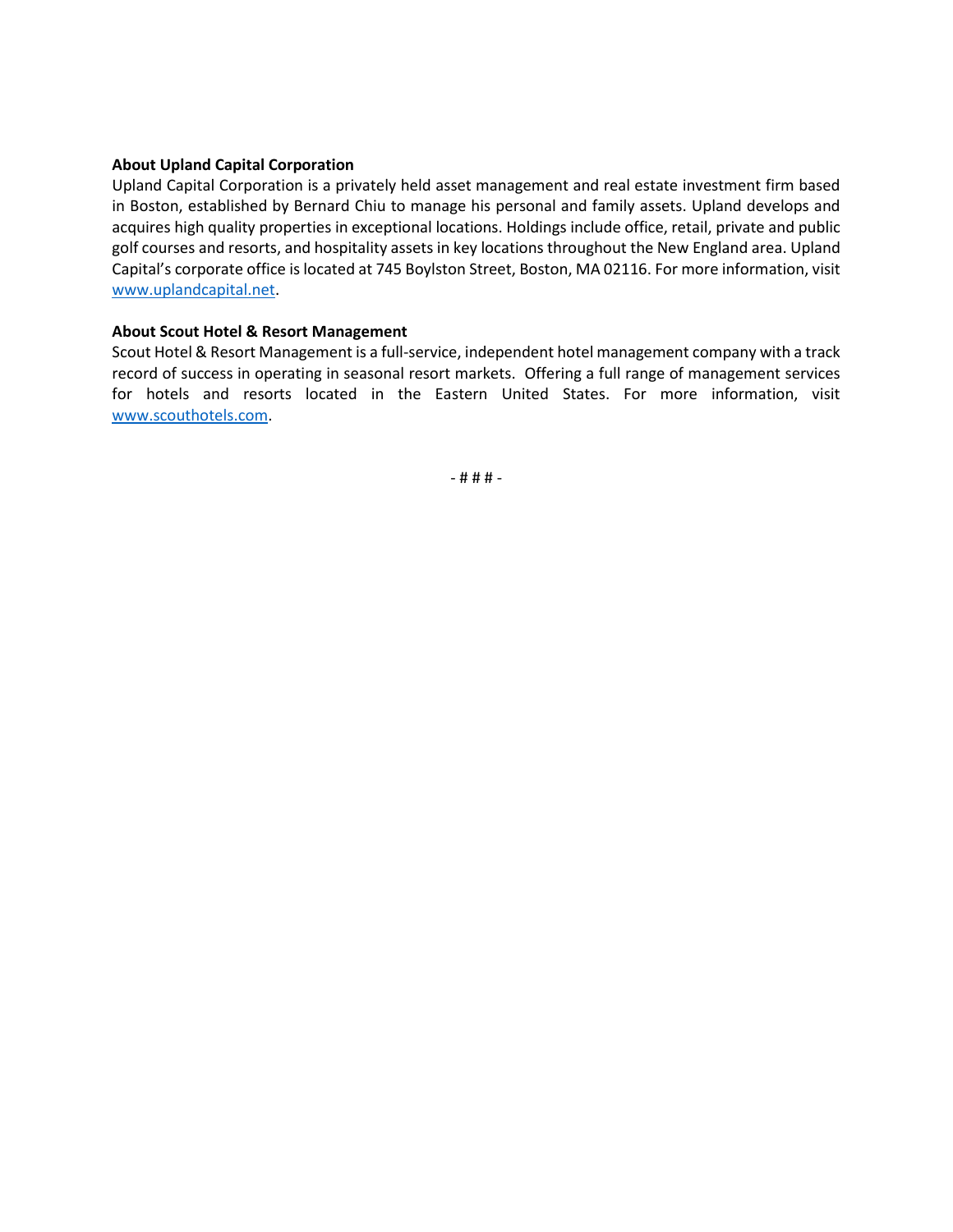**About Upland Capital Corporation**

Upland Capital Corporation is a privately held asset management and real estate investment firm based in Boston, established by Bernard Chiu to manage his personal and family assets. Upland develops and acquires high quality properties in exceptional locations. Holdings include office, retail, private and public golf courses and resorts, and hospitality assets in key locations throughout the New England area. Upland Capital's corporate office is located at 745 Boylston Street, Boston, MA 02116. For more information, visit [www.uplandcapital.net](http://www.uplandcapital.net).

**About Scout Hotel & Resort Management**

Scout Hotel & Resort Management is a full-service, independent hotel management company with a track record of success in operating in seasonal resort markets. Offering a full range of management services for hotels and resorts located in the Eastern United States. For more information, visit [www.scouthotels.com](http://www.scouthotels.com).

- # # # -